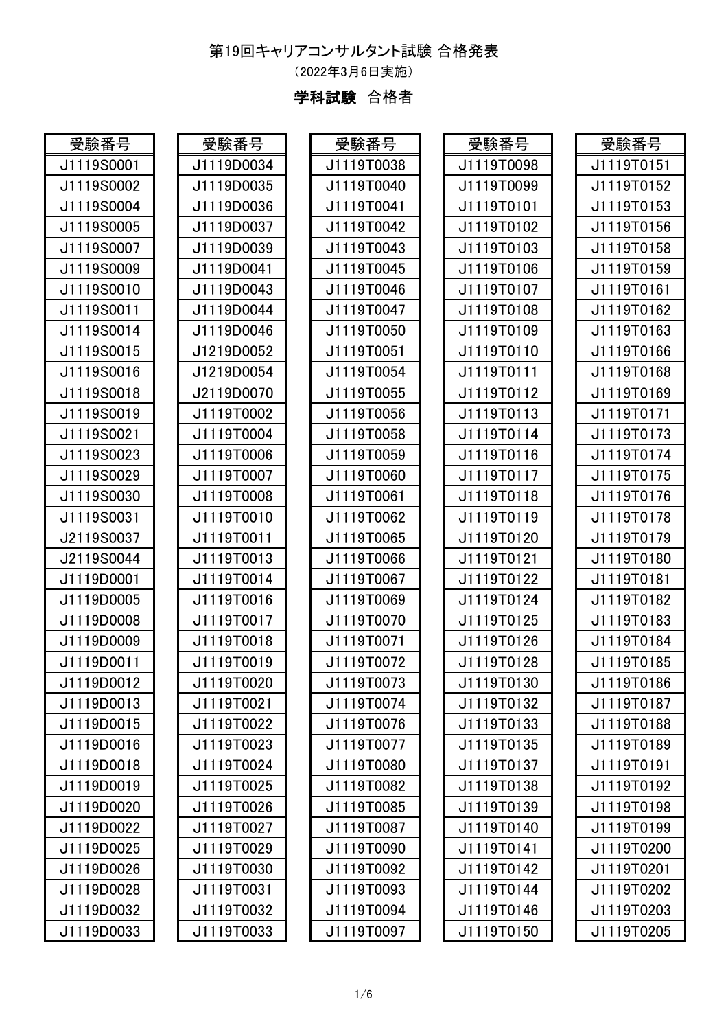# 第19回キャリアコンサルタント試験 合格発表

（2022年3月6日実施）

## **学科試験** 合格者

| 受験番号 |
| --- |
| J1119S0001 |
| J1119S0002 |
| J1119S0004 |
| J1119S0005 |
| J1119S0007 |
| J1119S0009 |
| J1119S0010 |
| J1119S0011 |
| J1119S0014 |
| J1119S0015 |
| J1119S0016 |
| J1119S0018 |
| J1119S0019 |
| J1119S0021 |
| J1119S0023 |
| J1119S0029 |
| J1119S0030 |
| J1119S0031 |
| J2119S0037 |
| J2119S0044 |
| J1119D0001 |
| J1119D0005 |
| J1119D0008 |
| J1119D0009 |
| J1119D0011 |
| J1119D0012 |
| J1119D0013 |
| J1119D0015 |
| J1119D0016 |
| J1119D0018 |
| J1119D0019 |
| J1119D0020 |
| J1119D0022 |
| J1119D0025 |
| J1119D0026 |
| J1119D0028 |
| J1119D0032 |
| J1119D0033 |

| 受験番号 |
| --- |
| J1119D0034 |
| J1119D0035 |
| J1119D0036 |
| J1119D0037 |
| J1119D0039 |
| J1119D0041 |
| J1119D0043 |
| J1119D0044 |
| J1119D0046 |
| J1219D0052 |
| J1219D0054 |
| J2119D0070 |
| J1119T0002 |
| J1119T0004 |
| J1119T0006 |
| J1119T0007 |
| J1119T0008 |
| J1119T0010 |
| J1119T0011 |
| J1119T0013 |
| J1119T0014 |
| J1119T0016 |
| J1119T0017 |
| J1119T0018 |
| J1119T0019 |
| J1119T0020 |
| J1119T0021 |
| J1119T0022 |
| J1119T0023 |
| J1119T0024 |
| J1119T0025 |
| J1119T0026 |
| J1119T0027 |
| J1119T0029 |
| J1119T0030 |
| J1119T0031 |
| J1119T0032 |
| J1119T0033 |

| 受験番号 |
| --- |
| J1119T0038 |
| J1119T0040 |
| J1119T0041 |
| J1119T0042 |
| J1119T0043 |
| J1119T0045 |
| J1119T0046 |
| J1119T0047 |
| J1119T0050 |
| J1119T0051 |
| J1119T0054 |
| J1119T0055 |
| J1119T0056 |
| J1119T0058 |
| J1119T0059 |
| J1119T0060 |
| J1119T0061 |
| J1119T0062 |
| J1119T0065 |
| J1119T0066 |
| J1119T0067 |
| J1119T0069 |
| J1119T0070 |
| J1119T0071 |
| J1119T0072 |
| J1119T0073 |
| J1119T0074 |
| J1119T0076 |
| J1119T0077 |
| J1119T0080 |
| J1119T0082 |
| J1119T0085 |
| J1119T0087 |
| J1119T0090 |
| J1119T0092 |
| J1119T0093 |
| J1119T0094 |
| J1119T0097 |

| 受験番号 |
| --- |
| J1119T0098 |
| J1119T0099 |
| J1119T0101 |
| J1119T0102 |
| J1119T0103 |
| J1119T0106 |
| J1119T0107 |
| J1119T0108 |
| J1119T0109 |
| J1119T0110 |
| J1119T0111 |
| J1119T0112 |
| J1119T0113 |
| J1119T0114 |
| J1119T0116 |
| J1119T0117 |
| J1119T0118 |
| J1119T0119 |
| J1119T0120 |
| J1119T0121 |
| J1119T0122 |
| J1119T0124 |
| J1119T0125 |
| J1119T0126 |
| J1119T0128 |
| J1119T0130 |
| J1119T0132 |
| J1119T0133 |
| J1119T0135 |
| J1119T0137 |
| J1119T0138 |
| J1119T0139 |
| J1119T0140 |
| J1119T0141 |
| J1119T0142 |
| J1119T0144 |
| J1119T0146 |
| J1119T0150 |

| 受験番号 |
| --- |
| J1119T0151 |
| J1119T0152 |
| J1119T0153 |
| J1119T0156 |
| J1119T0158 |
| J1119T0159 |
| J1119T0161 |
| J1119T0162 |
| J1119T0163 |
| J1119T0166 |
| J1119T0168 |
| J1119T0169 |
| J1119T0171 |
| J1119T0173 |
| J1119T0174 |
| J1119T0175 |
| J1119T0176 |
| J1119T0178 |
| J1119T0179 |
| J1119T0180 |
| J1119T0181 |
| J1119T0182 |
| J1119T0183 |
| J1119T0184 |
| J1119T0185 |
| J1119T0186 |
| J1119T0187 |
| J1119T0188 |
| J1119T0189 |
| J1119T0191 |
| J1119T0192 |
| J1119T0198 |
| J1119T0199 |
| J1119T0200 |
| J1119T0201 |
| J1119T0202 |
| J1119T0203 |
| J1119T0205 |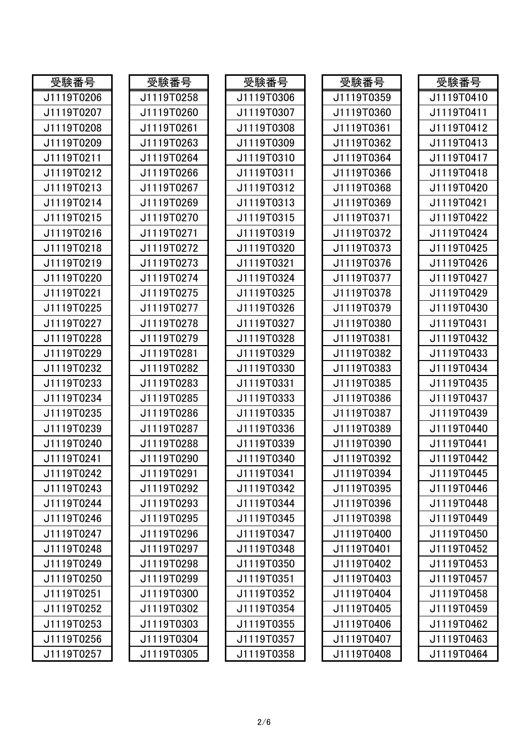| 受験番号 |
|---|
| J1119T0206 |
| J1119T0207 |
| J1119T0208 |
| J1119T0209 |
| J1119T0211 |
| J1119T0212 |
| J1119T0213 |
| J1119T0214 |
| J1119T0215 |
| J1119T0216 |
| J1119T0218 |
| J1119T0219 |
| J1119T0220 |
| J1119T0221 |
| J1119T0225 |
| J1119T0227 |
| J1119T0228 |
| J1119T0229 |
| J1119T0232 |
| J1119T0233 |
| J1119T0234 |
| J1119T0235 |
| J1119T0239 |
| J1119T0240 |
| J1119T0241 |
| J1119T0242 |
| J1119T0243 |
| J1119T0244 |
| J1119T0246 |
| J1119T0247 |
| J1119T0248 |
| J1119T0249 |
| J1119T0250 |
| J1119T0251 |
| J1119T0252 |
| J1119T0253 |
| J1119T0256 |
| J1119T0257 |

| 受験番号 |
|---|
| J1119T0258 |
| J1119T0260 |
| J1119T0261 |
| J1119T0263 |
| J1119T0264 |
| J1119T0266 |
| J1119T0267 |
| J1119T0269 |
| J1119T0270 |
| J1119T0271 |
| J1119T0272 |
| J1119T0273 |
| J1119T0274 |
| J1119T0275 |
| J1119T0277 |
| J1119T0278 |
| J1119T0279 |
| J1119T0281 |
| J1119T0282 |
| J1119T0283 |
| J1119T0285 |
| J1119T0286 |
| J1119T0287 |
| J1119T0288 |
| J1119T0290 |
| J1119T0291 |
| J1119T0292 |
| J1119T0293 |
| J1119T0295 |
| J1119T0296 |
| J1119T0297 |
| J1119T0298 |
| J1119T0299 |
| J1119T0300 |
| J1119T0302 |
| J1119T0303 |
| J1119T0304 |
| J1119T0305 |

| 受験番号 |
|---|
| J1119T0306 |
| J1119T0307 |
| J1119T0308 |
| J1119T0309 |
| J1119T0310 |
| J1119T0311 |
| J1119T0312 |
| J1119T0313 |
| J1119T0315 |
| J1119T0319 |
| J1119T0320 |
| J1119T0321 |
| J1119T0324 |
| J1119T0325 |
| J1119T0326 |
| J1119T0327 |
| J1119T0328 |
| J1119T0329 |
| J1119T0330 |
| J1119T0331 |
| J1119T0333 |
| J1119T0335 |
| J1119T0336 |
| J1119T0339 |
| J1119T0340 |
| J1119T0341 |
| J1119T0342 |
| J1119T0344 |
| J1119T0345 |
| J1119T0347 |
| J1119T0348 |
| J1119T0350 |
| J1119T0351 |
| J1119T0352 |
| J1119T0354 |
| J1119T0355 |
| J1119T0357 |
| J1119T0358 |

| 受験番号 |
|---|
| J1119T0359 |
| J1119T0360 |
| J1119T0361 |
| J1119T0362 |
| J1119T0364 |
| J1119T0366 |
| J1119T0368 |
| J1119T0369 |
| J1119T0371 |
| J1119T0372 |
| J1119T0373 |
| J1119T0376 |
| J1119T0377 |
| J1119T0378 |
| J1119T0379 |
| J1119T0380 |
| J1119T0381 |
| J1119T0382 |
| J1119T0383 |
| J1119T0385 |
| J1119T0386 |
| J1119T0387 |
| J1119T0389 |
| J1119T0390 |
| J1119T0392 |
| J1119T0394 |
| J1119T0395 |
| J1119T0396 |
| J1119T0398 |
| J1119T0400 |
| J1119T0401 |
| J1119T0402 |
| J1119T0403 |
| J1119T0404 |
| J1119T0405 |
| J1119T0406 |
| J1119T0407 |
| J1119T0408 |

| 受験番号 |
|---|
| J1119T0410 |
| J1119T0411 |
| J1119T0412 |
| J1119T0413 |
| J1119T0417 |
| J1119T0418 |
| J1119T0420 |
| J1119T0421 |
| J1119T0422 |
| J1119T0424 |
| J1119T0425 |
| J1119T0426 |
| J1119T0427 |
| J1119T0429 |
| J1119T0430 |
| J1119T0431 |
| J1119T0432 |
| J1119T0433 |
| J1119T0434 |
| J1119T0435 |
| J1119T0437 |
| J1119T0439 |
| J1119T0440 |
| J1119T0441 |
| J1119T0442 |
| J1119T0445 |
| J1119T0446 |
| J1119T0448 |
| J1119T0449 |
| J1119T0450 |
| J1119T0452 |
| J1119T0453 |
| J1119T0457 |
| J1119T0458 |
| J1119T0459 |
| J1119T0462 |
| J1119T0463 |
| J1119T0464 |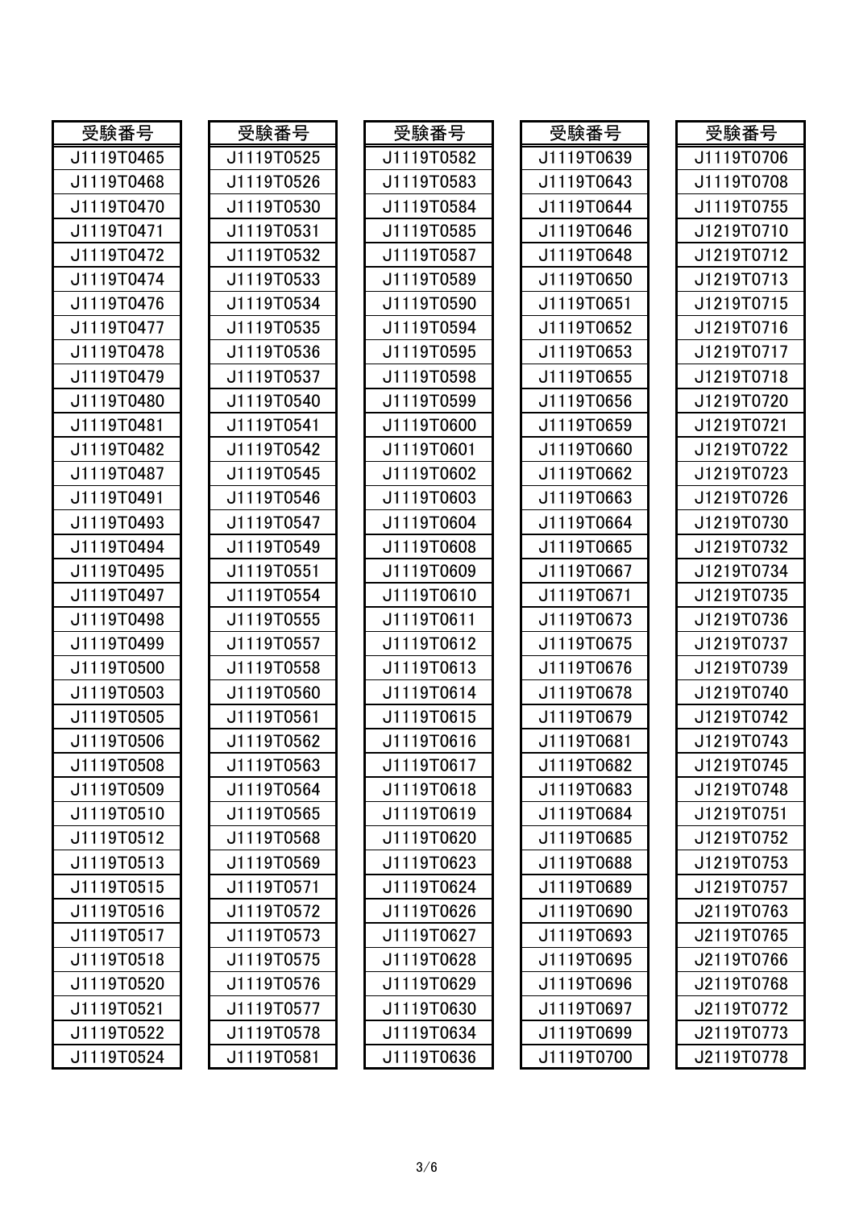| 受験番号 |
|---|
| J1119T0465 |
| J1119T0468 |
| J1119T0470 |
| J1119T0471 |
| J1119T0472 |
| J1119T0474 |
| J1119T0476 |
| J1119T0477 |
| J1119T0478 |
| J1119T0479 |
| J1119T0480 |
| J1119T0481 |
| J1119T0482 |
| J1119T0487 |
| J1119T0491 |
| J1119T0493 |
| J1119T0494 |
| J1119T0495 |
| J1119T0497 |
| J1119T0498 |
| J1119T0499 |
| J1119T0500 |
| J1119T0503 |
| J1119T0505 |
| J1119T0506 |
| J1119T0508 |
| J1119T0509 |
| J1119T0510 |
| J1119T0512 |
| J1119T0513 |
| J1119T0515 |
| J1119T0516 |
| J1119T0517 |
| J1119T0518 |
| J1119T0520 |
| J1119T0521 |
| J1119T0522 |
| J1119T0524 |

| 受験番号 |
|---|
| J1119T0525 |
| J1119T0526 |
| J1119T0530 |
| J1119T0531 |
| J1119T0532 |
| J1119T0533 |
| J1119T0534 |
| J1119T0535 |
| J1119T0536 |
| J1119T0537 |
| J1119T0540 |
| J1119T0541 |
| J1119T0542 |
| J1119T0545 |
| J1119T0546 |
| J1119T0547 |
| J1119T0549 |
| J1119T0551 |
| J1119T0554 |
| J1119T0555 |
| J1119T0557 |
| J1119T0558 |
| J1119T0560 |
| J1119T0561 |
| J1119T0562 |
| J1119T0563 |
| J1119T0564 |
| J1119T0565 |
| J1119T0568 |
| J1119T0569 |
| J1119T0571 |
| J1119T0572 |
| J1119T0573 |
| J1119T0575 |
| J1119T0576 |
| J1119T0577 |
| J1119T0578 |
| J1119T0581 |

| 受験番号 |
|---|
| J1119T0582 |
| J1119T0583 |
| J1119T0584 |
| J1119T0585 |
| J1119T0587 |
| J1119T0589 |
| J1119T0590 |
| J1119T0594 |
| J1119T0595 |
| J1119T0598 |
| J1119T0599 |
| J1119T0600 |
| J1119T0601 |
| J1119T0602 |
| J1119T0603 |
| J1119T0604 |
| J1119T0608 |
| J1119T0609 |
| J1119T0610 |
| J1119T0611 |
| J1119T0612 |
| J1119T0613 |
| J1119T0614 |
| J1119T0615 |
| J1119T0616 |
| J1119T0617 |
| J1119T0618 |
| J1119T0619 |
| J1119T0620 |
| J1119T0623 |
| J1119T0624 |
| J1119T0626 |
| J1119T0627 |
| J1119T0628 |
| J1119T0629 |
| J1119T0630 |
| J1119T0634 |
| J1119T0636 |

| 受験番号 |
|---|
| J1119T0639 |
| J1119T0643 |
| J1119T0644 |
| J1119T0646 |
| J1119T0648 |
| J1119T0650 |
| J1119T0651 |
| J1119T0652 |
| J1119T0653 |
| J1119T0655 |
| J1119T0656 |
| J1119T0659 |
| J1119T0660 |
| J1119T0662 |
| J1119T0663 |
| J1119T0664 |
| J1119T0665 |
| J1119T0667 |
| J1119T0671 |
| J1119T0673 |
| J1119T0675 |
| J1119T0676 |
| J1119T0678 |
| J1119T0679 |
| J1119T0681 |
| J1119T0682 |
| J1119T0683 |
| J1119T0684 |
| J1119T0685 |
| J1119T0688 |
| J1119T0689 |
| J1119T0690 |
| J1119T0693 |
| J1119T0695 |
| J1119T0696 |
| J1119T0697 |
| J1119T0699 |
| J1119T0700 |

| 受験番号 |
|---|
| J1119T0706 |
| J1119T0708 |
| J1119T0755 |
| J1219T0710 |
| J1219T0712 |
| J1219T0713 |
| J1219T0715 |
| J1219T0716 |
| J1219T0717 |
| J1219T0718 |
| J1219T0720 |
| J1219T0721 |
| J1219T0722 |
| J1219T0723 |
| J1219T0726 |
| J1219T0730 |
| J1219T0732 |
| J1219T0734 |
| J1219T0735 |
| J1219T0736 |
| J1219T0737 |
| J1219T0739 |
| J1219T0740 |
| J1219T0742 |
| J1219T0743 |
| J1219T0745 |
| J1219T0748 |
| J1219T0751 |
| J1219T0752 |
| J1219T0753 |
| J1219T0757 |
| J2119T0763 |
| J2119T0765 |
| J2119T0766 |
| J2119T0768 |
| J2119T0772 |
| J2119T0773 |
| J2119T0778 |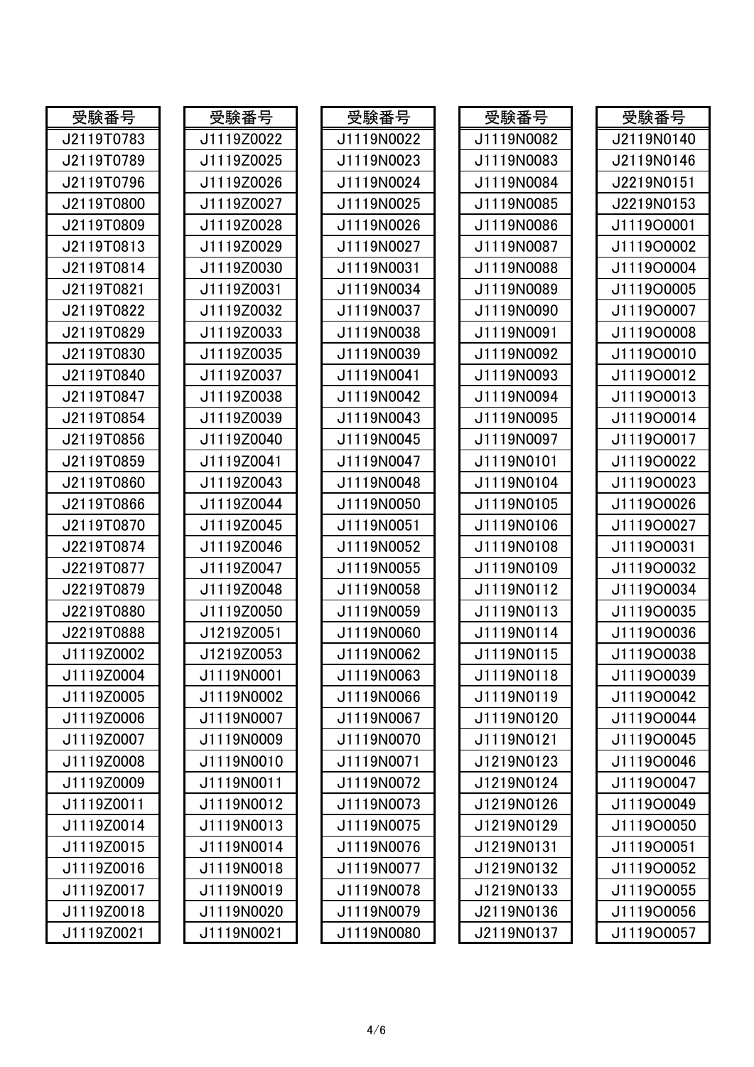| 受験番号 |
|---|
| J2119T0783 |
| J2119T0789 |
| J2119T0796 |
| J2119T0800 |
| J2119T0809 |
| J2119T0813 |
| J2119T0814 |
| J2119T0821 |
| J2119T0822 |
| J2119T0829 |
| J2119T0830 |
| J2119T0840 |
| J2119T0847 |
| J2119T0854 |
| J2119T0856 |
| J2119T0859 |
| J2119T0860 |
| J2119T0866 |
| J2119T0870 |
| J2219T0874 |
| J2219T0877 |
| J2219T0879 |
| J2219T0880 |
| J2219T0888 |
| J1119Z0002 |
| J1119Z0004 |
| J1119Z0005 |
| J1119Z0006 |
| J1119Z0007 |
| J1119Z0008 |
| J1119Z0009 |
| J1119Z0011 |
| J1119Z0014 |
| J1119Z0015 |
| J1119Z0016 |
| J1119Z0017 |
| J1119Z0018 |
| J1119Z0021 |

| 受験番号 |
|---|
| J1119Z0022 |
| J1119Z0025 |
| J1119Z0026 |
| J1119Z0027 |
| J1119Z0028 |
| J1119Z0029 |
| J1119Z0030 |
| J1119Z0031 |
| J1119Z0032 |
| J1119Z0033 |
| J1119Z0035 |
| J1119Z0037 |
| J1119Z0038 |
| J1119Z0039 |
| J1119Z0040 |
| J1119Z0041 |
| J1119Z0043 |
| J1119Z0044 |
| J1119Z0045 |
| J1119Z0046 |
| J1119Z0047 |
| J1119Z0048 |
| J1119Z0050 |
| J1219Z0051 |
| J1219Z0053 |
| J1119N0001 |
| J1119N0002 |
| J1119N0007 |
| J1119N0009 |
| J1119N0010 |
| J1119N0011 |
| J1119N0012 |
| J1119N0013 |
| J1119N0014 |
| J1119N0018 |
| J1119N0019 |
| J1119N0020 |
| J1119N0021 |

| 受験番号 |
|---|
| J1119N0022 |
| J1119N0023 |
| J1119N0024 |
| J1119N0025 |
| J1119N0026 |
| J1119N0027 |
| J1119N0031 |
| J1119N0034 |
| J1119N0037 |
| J1119N0038 |
| J1119N0039 |
| J1119N0041 |
| J1119N0042 |
| J1119N0043 |
| J1119N0045 |
| J1119N0047 |
| J1119N0048 |
| J1119N0050 |
| J1119N0051 |
| J1119N0052 |
| J1119N0055 |
| J1119N0058 |
| J1119N0059 |
| J1119N0060 |
| J1119N0062 |
| J1119N0063 |
| J1119N0066 |
| J1119N0067 |
| J1119N0070 |
| J1119N0071 |
| J1119N0072 |
| J1119N0073 |
| J1119N0075 |
| J1119N0076 |
| J1119N0077 |
| J1119N0078 |
| J1119N0079 |
| J1119N0080 |

| 受験番号 |
|---|
| J1119N0082 |
| J1119N0083 |
| J1119N0084 |
| J1119N0085 |
| J1119N0086 |
| J1119N0087 |
| J1119N0088 |
| J1119N0089 |
| J1119N0090 |
| J1119N0091 |
| J1119N0092 |
| J1119N0093 |
| J1119N0094 |
| J1119N0095 |
| J1119N0097 |
| J1119N0101 |
| J1119N0104 |
| J1119N0105 |
| J1119N0106 |
| J1119N0108 |
| J1119N0109 |
| J1119N0112 |
| J1119N0113 |
| J1119N0114 |
| J1119N0115 |
| J1119N0118 |
| J1119N0119 |
| J1119N0120 |
| J1119N0121 |
| J1219N0123 |
| J1219N0124 |
| J1219N0126 |
| J1219N0129 |
| J1219N0131 |
| J1219N0132 |
| J1219N0133 |
| J2119N0136 |
| J2119N0137 |

| 受験番号 |
|---|
| J2119N0140 |
| J2119N0146 |
| J2219N0151 |
| J2219N0153 |
| J1119O0001 |
| J1119O0002 |
| J1119O0004 |
| J1119O0005 |
| J1119O0007 |
| J1119O0008 |
| J1119O0010 |
| J1119O0012 |
| J1119O0013 |
| J1119O0014 |
| J1119O0017 |
| J1119O0022 |
| J1119O0023 |
| J1119O0026 |
| J1119O0027 |
| J1119O0031 |
| J1119O0032 |
| J1119O0034 |
| J1119O0035 |
| J1119O0036 |
| J1119O0038 |
| J1119O0039 |
| J1119O0042 |
| J1119O0044 |
| J1119O0045 |
| J1119O0046 |
| J1119O0047 |
| J1119O0049 |
| J1119O0050 |
| J1119O0051 |
| J1119O0052 |
| J1119O0055 |
| J1119O0056 |
| J1119O0057 |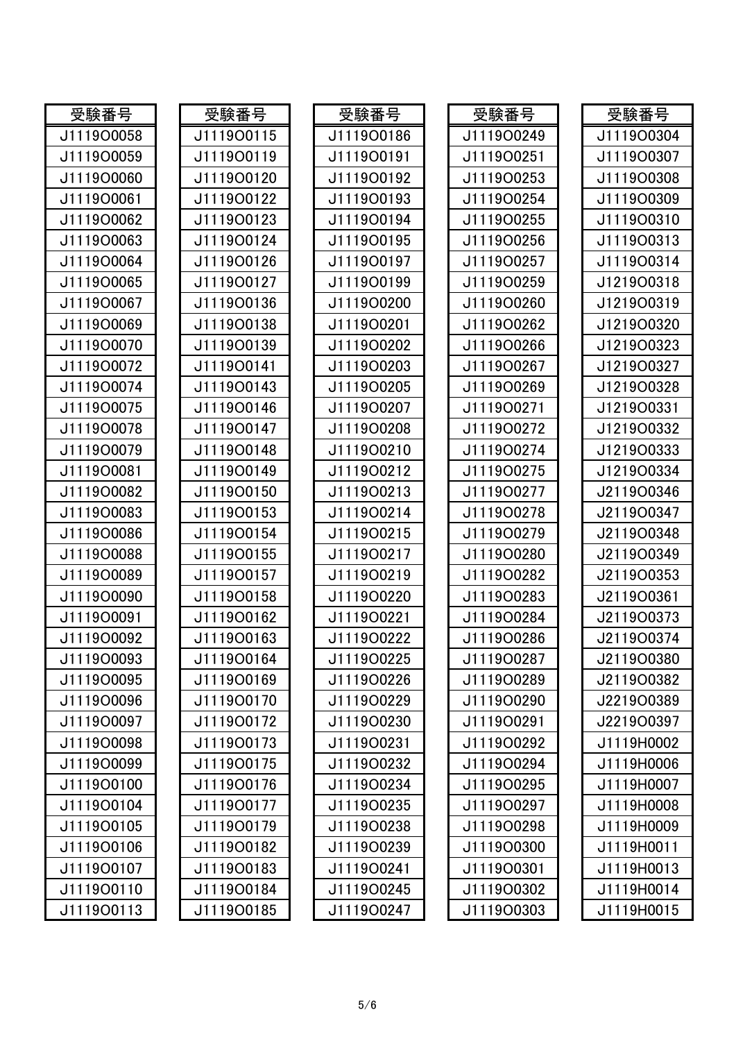| 受験番号 |
|---|
| J1119O0058 |
| J1119O0059 |
| J1119O0060 |
| J1119O0061 |
| J1119O0062 |
| J1119O0063 |
| J1119O0064 |
| J1119O0065 |
| J1119O0067 |
| J1119O0069 |
| J1119O0070 |
| J1119O0072 |
| J1119O0074 |
| J1119O0075 |
| J1119O0078 |
| J1119O0079 |
| J1119O0081 |
| J1119O0082 |
| J1119O0083 |
| J1119O0086 |
| J1119O0088 |
| J1119O0089 |
| J1119O0090 |
| J1119O0091 |
| J1119O0092 |
| J1119O0093 |
| J1119O0095 |
| J1119O0096 |
| J1119O0097 |
| J1119O0098 |
| J1119O0099 |
| J1119O0100 |
| J1119O0104 |
| J1119O0105 |
| J1119O0106 |
| J1119O0107 |
| J1119O0110 |
| J1119O0113 |

| 受験番号 |
|---|
| J1119O0115 |
| J1119O0119 |
| J1119O0120 |
| J1119O0122 |
| J1119O0123 |
| J1119O0124 |
| J1119O0126 |
| J1119O0127 |
| J1119O0136 |
| J1119O0138 |
| J1119O0139 |
| J1119O0141 |
| J1119O0143 |
| J1119O0146 |
| J1119O0147 |
| J1119O0148 |
| J1119O0149 |
| J1119O0150 |
| J1119O0153 |
| J1119O0154 |
| J1119O0155 |
| J1119O0157 |
| J1119O0158 |
| J1119O0162 |
| J1119O0163 |
| J1119O0164 |
| J1119O0169 |
| J1119O0170 |
| J1119O0172 |
| J1119O0173 |
| J1119O0175 |
| J1119O0176 |
| J1119O0177 |
| J1119O0179 |
| J1119O0182 |
| J1119O0183 |
| J1119O0184 |
| J1119O0185 |

| 受験番号 |
|---|
| J1119O0186 |
| J1119O0191 |
| J1119O0192 |
| J1119O0193 |
| J1119O0194 |
| J1119O0195 |
| J1119O0197 |
| J1119O0199 |
| J1119O0200 |
| J1119O0201 |
| J1119O0202 |
| J1119O0203 |
| J1119O0205 |
| J1119O0207 |
| J1119O0208 |
| J1119O0210 |
| J1119O0212 |
| J1119O0213 |
| J1119O0214 |
| J1119O0215 |
| J1119O0217 |
| J1119O0219 |
| J1119O0220 |
| J1119O0221 |
| J1119O0222 |
| J1119O0225 |
| J1119O0226 |
| J1119O0229 |
| J1119O0230 |
| J1119O0231 |
| J1119O0232 |
| J1119O0234 |
| J1119O0235 |
| J1119O0238 |
| J1119O0239 |
| J1119O0241 |
| J1119O0245 |
| J1119O0247 |

| 受験番号 |
|---|
| J1119O0249 |
| J1119O0251 |
| J1119O0253 |
| J1119O0254 |
| J1119O0255 |
| J1119O0256 |
| J1119O0257 |
| J1119O0259 |
| J1119O0260 |
| J1119O0262 |
| J1119O0266 |
| J1119O0267 |
| J1119O0269 |
| J1119O0271 |
| J1119O0272 |
| J1119O0274 |
| J1119O0275 |
| J1119O0277 |
| J1119O0278 |
| J1119O0279 |
| J1119O0280 |
| J1119O0282 |
| J1119O0283 |
| J1119O0284 |
| J1119O0286 |
| J1119O0287 |
| J1119O0289 |
| J1119O0290 |
| J1119O0291 |
| J1119O0292 |
| J1119O0294 |
| J1119O0295 |
| J1119O0297 |
| J1119O0298 |
| J1119O0300 |
| J1119O0301 |
| J1119O0302 |
| J1119O0303 |

| 受験番号 |
|---|
| J1119O0304 |
| J1119O0307 |
| J1119O0308 |
| J1119O0309 |
| J1119O0310 |
| J1119O0313 |
| J1119O0314 |
| J1219O0318 |
| J1219O0319 |
| J1219O0320 |
| J1219O0323 |
| J1219O0327 |
| J1219O0328 |
| J1219O0331 |
| J1219O0332 |
| J1219O0333 |
| J1219O0334 |
| J2119O0346 |
| J2119O0347 |
| J2119O0348 |
| J2119O0349 |
| J2119O0353 |
| J2119O0361 |
| J2119O0373 |
| J2119O0374 |
| J2119O0380 |
| J2119O0382 |
| J2219O0389 |
| J2219O0397 |
| J1119H0002 |
| J1119H0006 |
| J1119H0007 |
| J1119H0008 |
| J1119H0009 |
| J1119H0011 |
| J1119H0013 |
| J1119H0014 |
| J1119H0015 |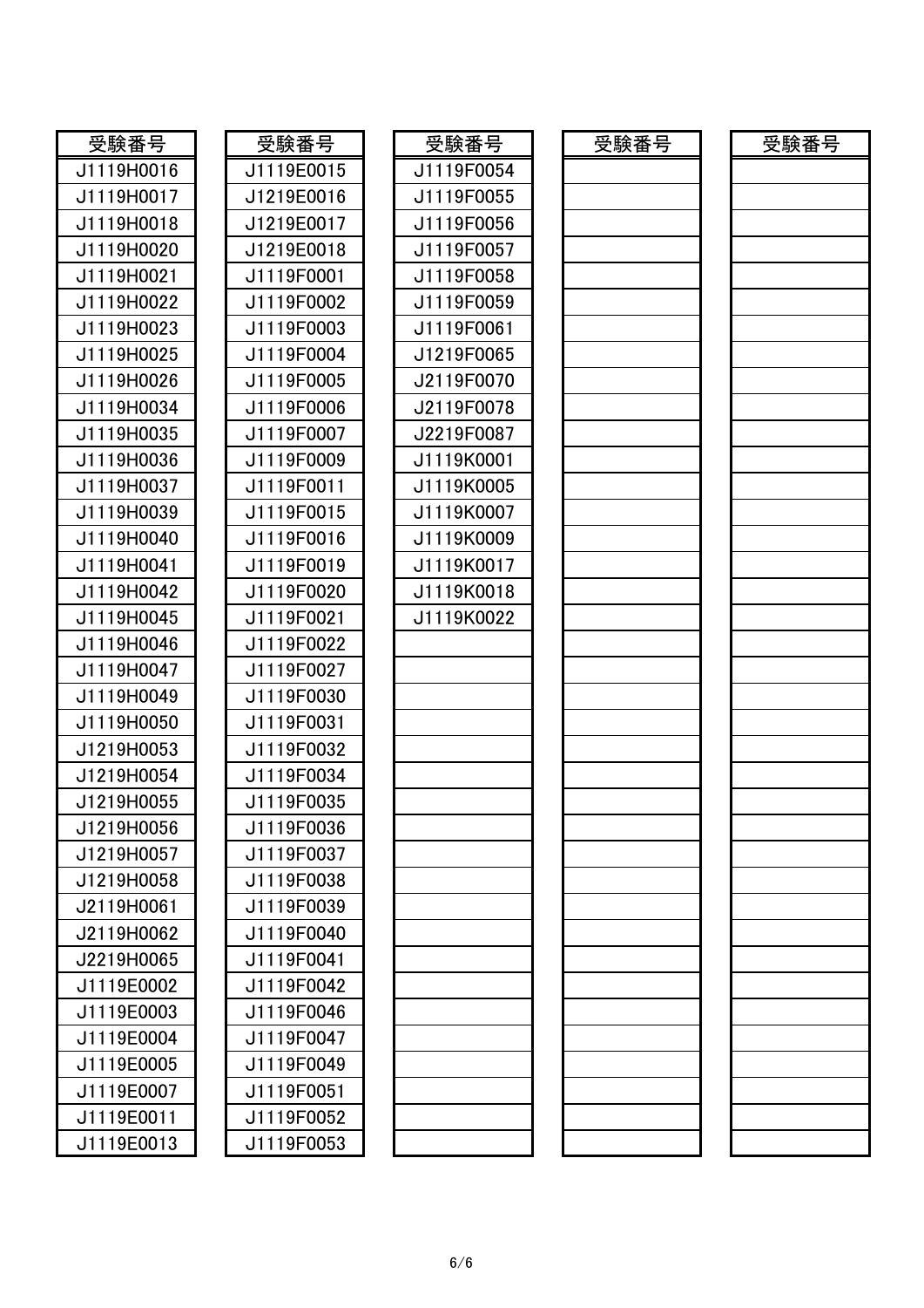| 受験番号 |
| --- |
| J1119H0016 |
| J1119H0017 |
| J1119H0018 |
| J1119H0020 |
| J1119H0021 |
| J1119H0022 |
| J1119H0023 |
| J1119H0025 |
| J1119H0026 |
| J1119H0034 |
| J1119H0035 |
| J1119H0036 |
| J1119H0037 |
| J1119H0039 |
| J1119H0040 |
| J1119H0041 |
| J1119H0042 |
| J1119H0045 |
| J1119H0046 |
| J1119H0047 |
| J1119H0049 |
| J1119H0050 |
| J1219H0053 |
| J1219H0054 |
| J1219H0055 |
| J1219H0056 |
| J1219H0057 |
| J1219H0058 |
| J2119H0061 |
| J2119H0062 |
| J2219H0065 |
| J1119E0002 |
| J1119E0003 |
| J1119E0004 |
| J1119E0005 |
| J1119E0007 |
| J1119E0011 |
| J1119E0013 |

| 受験番号 |
| --- |
| J1119E0015 |
| J1219E0016 |
| J1219E0017 |
| J1219E0018 |
| J1119F0001 |
| J1119F0002 |
| J1119F0003 |
| J1119F0004 |
| J1119F0005 |
| J1119F0006 |
| J1119F0007 |
| J1119F0009 |
| J1119F0011 |
| J1119F0015 |
| J1119F0016 |
| J1119F0019 |
| J1119F0020 |
| J1119F0021 |
| J1119F0022 |
| J1119F0027 |
| J1119F0030 |
| J1119F0031 |
| J1119F0032 |
| J1119F0034 |
| J1119F0035 |
| J1119F0036 |
| J1119F0037 |
| J1119F0038 |
| J1119F0039 |
| J1119F0040 |
| J1119F0041 |
| J1119F0042 |
| J1119F0046 |
| J1119F0047 |
| J1119F0049 |
| J1119F0051 |
| J1119F0052 |
| J1119F0053 |

| 受験番号 |
| --- |
| J1119F0054 |
| J1119F0055 |
| J1119F0056 |
| J1119F0057 |
| J1119F0058 |
| J1119F0059 |
| J1119F0061 |
| J1219F0065 |
| J2119F0070 |
| J2119F0078 |
| J2219F0087 |
| J1119K0001 |
| J1119K0005 |
| J1119K0007 |
| J1119K0009 |
| J1119K0017 |
| J1119K0018 |
| J1119K0022 |

| 受験番号 |
| --- |

| 受験番号 |
| --- |